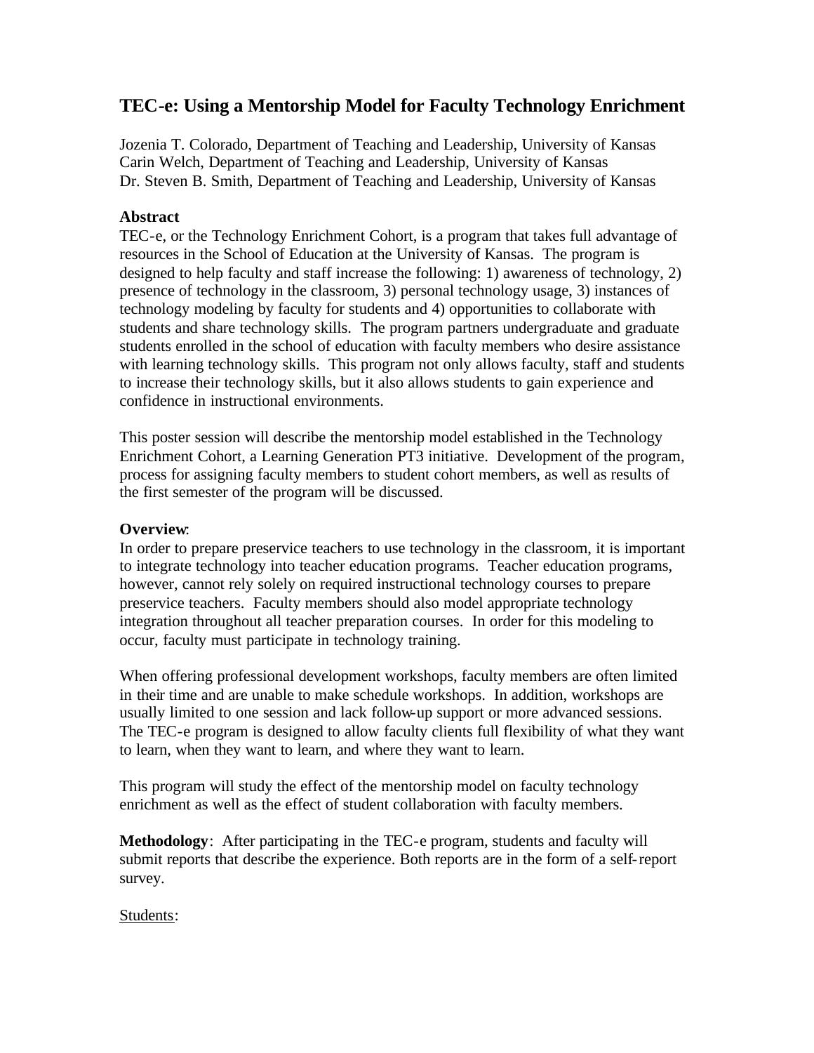# TEC-e: Using a Mentorship Model for Faculty Technology Enrichment

Jozenia T. Colorado, Department of Teaching and Leadership, University of Kansas
Carin Welch, Department of Teaching and Leadership, University of Kansas
Dr. Steven B. Smith, Department of Teaching and Leadership, University of Kansas

**Abstract**

TEC-e, or the Technology Enrichment Cohort, is a program that takes full advantage of resources in the School of Education at the University of Kansas. The program is designed to help faculty and staff increase the following: 1) awareness of technology, 2) presence of technology in the classroom, 3) personal technology usage, 3) instances of technology modeling by faculty for students and 4) opportunities to collaborate with students and share technology skills. The program partners undergraduate and graduate students enrolled in the school of education with faculty members who desire assistance with learning technology skills. This program not only allows faculty, staff and students to increase their technology skills, but it also allows students to gain experience and confidence in instructional environments.

This poster session will describe the mentorship model established in the Technology Enrichment Cohort, a Learning Generation PT3 initiative. Development of the program, process for assigning faculty members to student cohort members, as well as results of the first semester of the program will be discussed.

**Overview**:

In order to prepare preservice teachers to use technology in the classroom, it is important to integrate technology into teacher education programs. Teacher education programs, however, cannot rely solely on required instructional technology courses to prepare preservice teachers. Faculty members should also model appropriate technology integration throughout all teacher preparation courses. In order for this modeling to occur, faculty must participate in technology training.

When offering professional development workshops, faculty members are often limited in their time and are unable to make schedule workshops. In addition, workshops are usually limited to one session and lack follow-up support or more advanced sessions. The TEC-e program is designed to allow faculty clients full flexibility of what they want to learn, when they want to learn, and where they want to learn.

This program will study the effect of the mentorship model on faculty technology enrichment as well as the effect of student collaboration with faculty members.

**Methodology**: After participating in the TEC-e program, students and faculty will submit reports that describe the experience. Both reports are in the form of a self-report survey.

Students: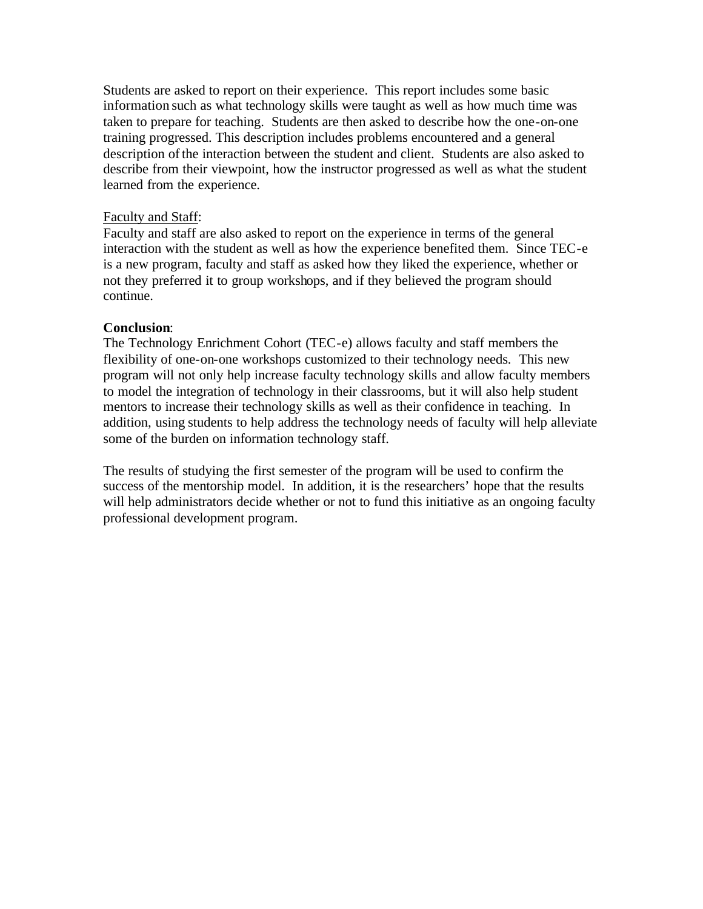Students are asked to report on their experience. This report includes some basic information such as what technology skills were taught as well as how much time was taken to prepare for teaching. Students are then asked to describe how the one-on-one training progressed. This description includes problems encountered and a general description of the interaction between the student and client. Students are also asked to describe from their viewpoint, how the instructor progressed as well as what the student learned from the experience.

Faculty and Staff:

Faculty and staff are also asked to report on the experience in terms of the general interaction with the student as well as how the experience benefited them. Since TEC-e is a new program, faculty and staff as asked how they liked the experience, whether or not they preferred it to group workshops, and if they believed the program should continue.

**Conclusion**:

The Technology Enrichment Cohort (TEC-e) allows faculty and staff members the flexibility of one-on-one workshops customized to their technology needs. This new program will not only help increase faculty technology skills and allow faculty members to model the integration of technology in their classrooms, but it will also help student mentors to increase their technology skills as well as their confidence in teaching. In addition, using students to help address the technology needs of faculty will help alleviate some of the burden on information technology staff.

The results of studying the first semester of the program will be used to confirm the success of the mentorship model. In addition, it is the researchers' hope that the results will help administrators decide whether or not to fund this initiative as an ongoing faculty professional development program.